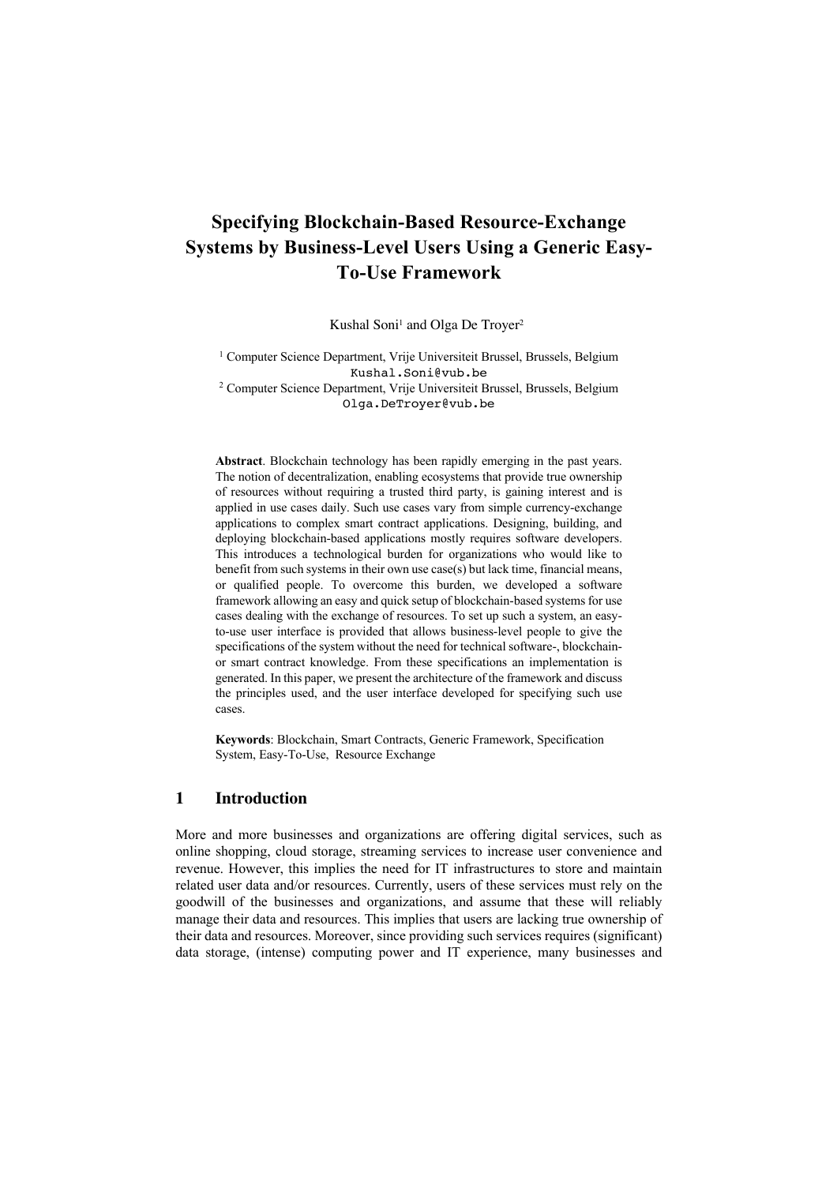# Specifying Blockchain-Based Resource-Exchange Systems by Business-Level Users Using a Generic Easy-To-Use Framework

Kushal Soni[1] and Olga De Troyer[2]

[1] Computer Science Department, Vrije Universiteit Brussel, Brussels, Belgium
Kushal.Soni@vub.be

[2] Computer Science Department, Vrije Universiteit Brussel, Brussels, Belgium
Olga.DeTroyer@vub.be

**Abstract**. Blockchain technology has been rapidly emerging in the past years. The notion of decentralization, enabling ecosystems that provide true ownership of resources without requiring a trusted third party, is gaining interest and is applied in use cases daily. Such use cases vary from simple currency-exchange applications to complex smart contract applications. Designing, building, and deploying blockchain-based applications mostly requires software developers. This introduces a technological burden for organizations who would like to benefit from such systems in their own use case(s) but lack time, financial means, or qualified people. To overcome this burden, we developed a software framework allowing an easy and quick setup of blockchain-based systems for use cases dealing with the exchange of resources. To set up such a system, an easy-to-use user interface is provided that allows business-level people to give the specifications of the system without the need for technical software-, blockchain- or smart contract knowledge. From these specifications an implementation is generated. In this paper, we present the architecture of the framework and discuss the principles used, and the user interface developed for specifying such use cases.

**Keywords**: Blockchain, Smart Contracts, Generic Framework, Specification System, Easy-To-Use, Resource Exchange

## 1 Introduction

More and more businesses and organizations are offering digital services, such as online shopping, cloud storage, streaming services to increase user convenience and revenue. However, this implies the need for IT infrastructures to store and maintain related user data and/or resources. Currently, users of these services must rely on the goodwill of the businesses and organizations, and assume that these will reliably manage their data and resources. This implies that users are lacking true ownership of their data and resources. Moreover, since providing such services requires (significant) data storage, (intense) computing power and IT experience, many businesses and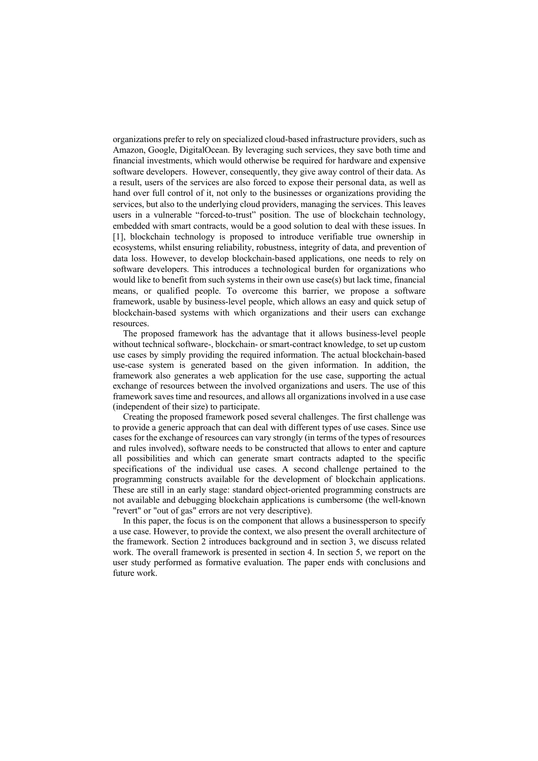organizations prefer to rely on specialized cloud-based infrastructure providers, such as Amazon, Google, DigitalOcean. By leveraging such services, they save both time and financial investments, which would otherwise be required for hardware and expensive software developers. However, consequently, they give away control of their data. As a result, users of the services are also forced to expose their personal data, as well as hand over full control of it, not only to the businesses or organizations providing the services, but also to the underlying cloud providers, managing the services. This leaves users in a vulnerable "forced-to-trust" position. The use of blockchain technology, embedded with smart contracts, would be a good solution to deal with these issues. In [1], blockchain technology is proposed to introduce verifiable true ownership in ecosystems, whilst ensuring reliability, robustness, integrity of data, and prevention of data loss. However, to develop blockchain-based applications, one needs to rely on software developers. This introduces a technological burden for organizations who would like to benefit from such systems in their own use case(s) but lack time, financial means, or qualified people. To overcome this barrier, we propose a software framework, usable by business-level people, which allows an easy and quick setup of blockchain-based systems with which organizations and their users can exchange resources.

The proposed framework has the advantage that it allows business-level people without technical software-, blockchain- or smart-contract knowledge, to set up custom use cases by simply providing the required information. The actual blockchain-based use-case system is generated based on the given information. In addition, the framework also generates a web application for the use case, supporting the actual exchange of resources between the involved organizations and users. The use of this framework saves time and resources, and allows all organizations involved in a use case (independent of their size) to participate.

Creating the proposed framework posed several challenges. The first challenge was to provide a generic approach that can deal with different types of use cases. Since use cases for the exchange of resources can vary strongly (in terms of the types of resources and rules involved), software needs to be constructed that allows to enter and capture all possibilities and which can generate smart contracts adapted to the specific specifications of the individual use cases. A second challenge pertained to the programming constructs available for the development of blockchain applications. These are still in an early stage: standard object-oriented programming constructs are not available and debugging blockchain applications is cumbersome (the well-known "revert" or "out of gas" errors are not very descriptive).

In this paper, the focus is on the component that allows a businessperson to specify a use case. However, to provide the context, we also present the overall architecture of the framework. Section 2 introduces background and in section 3, we discuss related work. The overall framework is presented in section 4. In section 5, we report on the user study performed as formative evaluation. The paper ends with conclusions and future work.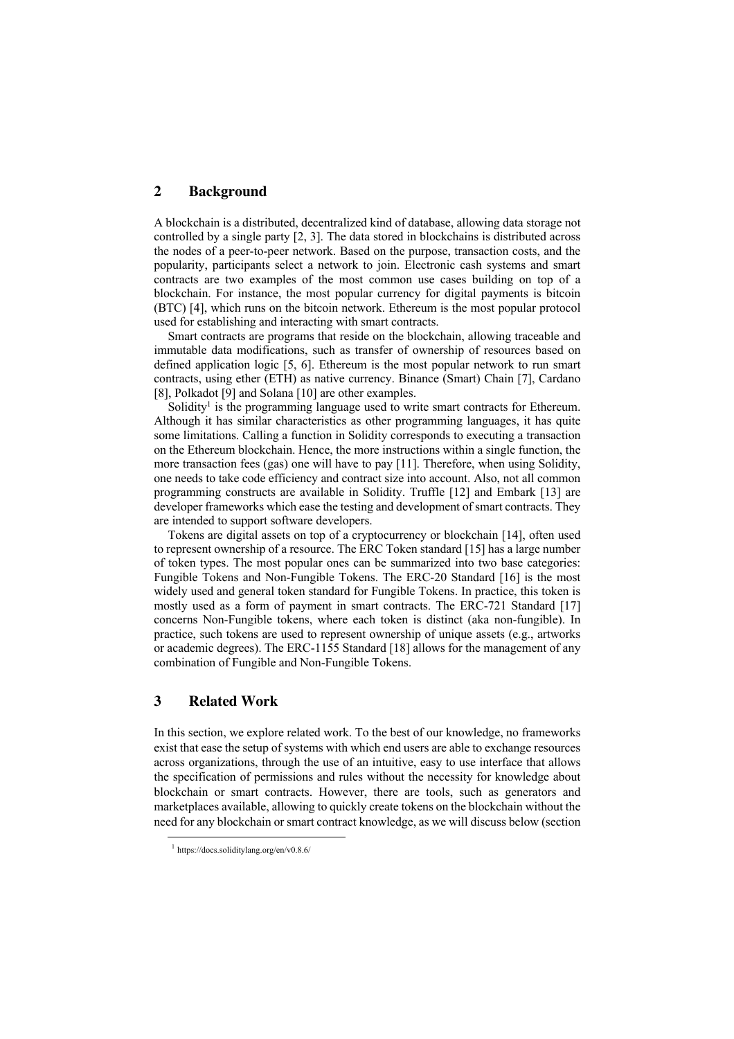## 2 Background

A blockchain is a distributed, decentralized kind of database, allowing data storage not controlled by a single party [2, 3]. The data stored in blockchains is distributed across the nodes of a peer-to-peer network. Based on the purpose, transaction costs, and the popularity, participants select a network to join. Electronic cash systems and smart contracts are two examples of the most common use cases building on top of a blockchain. For instance, the most popular currency for digital payments is bitcoin (BTC) [4], which runs on the bitcoin network. Ethereum is the most popular protocol used for establishing and interacting with smart contracts.

Smart contracts are programs that reside on the blockchain, allowing traceable and immutable data modifications, such as transfer of ownership of resources based on defined application logic [5, 6]. Ethereum is the most popular network to run smart contracts, using ether (ETH) as native currency. Binance (Smart) Chain [7], Cardano [8], Polkadot [9] and Solana [10] are other examples.

Solidity[1] is the programming language used to write smart contracts for Ethereum. Although it has similar characteristics as other programming languages, it has quite some limitations. Calling a function in Solidity corresponds to executing a transaction on the Ethereum blockchain. Hence, the more instructions within a single function, the more transaction fees (gas) one will have to pay [11]. Therefore, when using Solidity, one needs to take code efficiency and contract size into account. Also, not all common programming constructs are available in Solidity. Truffle [12] and Embark [13] are developer frameworks which ease the testing and development of smart contracts. They are intended to support software developers.

Tokens are digital assets on top of a cryptocurrency or blockchain [14], often used to represent ownership of a resource. The ERC Token standard [15] has a large number of token types. The most popular ones can be summarized into two base categories: Fungible Tokens and Non-Fungible Tokens. The ERC-20 Standard [16] is the most widely used and general token standard for Fungible Tokens. In practice, this token is mostly used as a form of payment in smart contracts. The ERC-721 Standard [17] concerns Non-Fungible tokens, where each token is distinct (aka non-fungible). In practice, such tokens are used to represent ownership of unique assets (e.g., artworks or academic degrees). The ERC-1155 Standard [18] allows for the management of any combination of Fungible and Non-Fungible Tokens.

## 3 Related Work

In this section, we explore related work. To the best of our knowledge, no frameworks exist that ease the setup of systems with which end users are able to exchange resources across organizations, through the use of an intuitive, easy to use interface that allows the specification of permissions and rules without the necessity for knowledge about blockchain or smart contracts. However, there are tools, such as generators and marketplaces available, allowing to quickly create tokens on the blockchain without the need for any blockchain or smart contract knowledge, as we will discuss below (section

[1] https://docs.soliditylang.org/en/v0.8.6/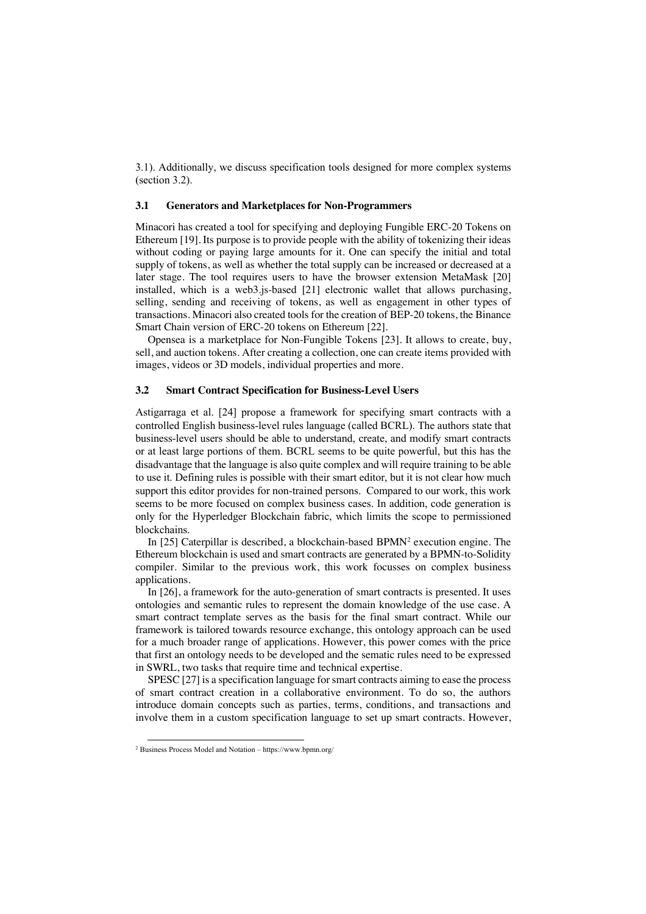3.1). Additionally, we discuss specification tools designed for more complex systems (section 3.2).

### 3.1 Generators and Marketplaces for Non-Programmers

Minacori has created a tool for specifying and deploying Fungible ERC-20 Tokens on Ethereum [19]. Its purpose is to provide people with the ability of tokenizing their ideas without coding or paying large amounts for it. One can specify the initial and total supply of tokens, as well as whether the total supply can be increased or decreased at a later stage. The tool requires users to have the browser extension MetaMask [20] installed, which is a web3.js-based [21] electronic wallet that allows purchasing, selling, sending and receiving of tokens, as well as engagement in other types of transactions. Minacori also created tools for the creation of BEP-20 tokens, the Binance Smart Chain version of ERC-20 tokens on Ethereum [22].

Opensea is a marketplace for Non-Fungible Tokens [23]. It allows to create, buy, sell, and auction tokens. After creating a collection, one can create items provided with images, videos or 3D models, individual properties and more.

### 3.2 Smart Contract Specification for Business-Level Users

Astigarraga et al. [24] propose a framework for specifying smart contracts with a controlled English business-level rules language (called BCRL). The authors state that business-level users should be able to understand, create, and modify smart contracts or at least large portions of them. BCRL seems to be quite powerful, but this has the disadvantage that the language is also quite complex and will require training to be able to use it. Defining rules is possible with their smart editor, but it is not clear how much support this editor provides for non-trained persons. Compared to our work, this work seems to be more focused on complex business cases. In addition, code generation is only for the Hyperledger Blockchain fabric, which limits the scope to permissioned blockchains.

In [25] Caterpillar is described, a blockchain-based BPMN[2] execution engine. The Ethereum blockchain is used and smart contracts are generated by a BPMN-to-Solidity compiler. Similar to the previous work, this work focusses on complex business applications.

In [26], a framework for the auto-generation of smart contracts is presented. It uses ontologies and semantic rules to represent the domain knowledge of the use case. A smart contract template serves as the basis for the final smart contract. While our framework is tailored towards resource exchange, this ontology approach can be used for a much broader range of applications. However, this power comes with the price that first an ontology needs to be developed and the sematic rules need to be expressed in SWRL, two tasks that require time and technical expertise.

SPESC [27] is a specification language for smart contracts aiming to ease the process of smart contract creation in a collaborative environment. To do so, the authors introduce domain concepts such as parties, terms, conditions, and transactions and involve them in a custom specification language to set up smart contracts. However,

[2] Business Process Model and Notation – https://www.bpmn.org/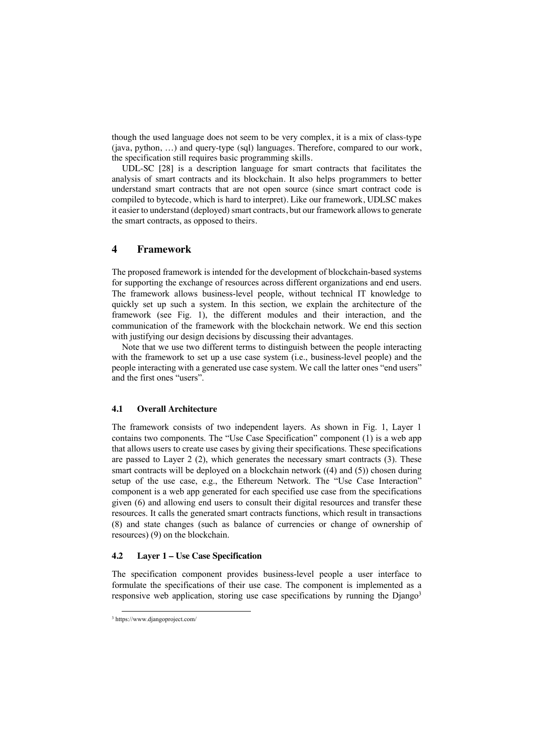though the used language does not seem to be very complex, it is a mix of class-type (java, python, …) and query-type (sql) languages. Therefore, compared to our work, the specification still requires basic programming skills.

UDL-SC [28] is a description language for smart contracts that facilitates the analysis of smart contracts and its blockchain. It also helps programmers to better understand smart contracts that are not open source (since smart contract code is compiled to bytecode, which is hard to interpret). Like our framework, UDLSC makes it easier to understand (deployed) smart contracts, but our framework allows to generate the smart contracts, as opposed to theirs.

## 4 Framework

The proposed framework is intended for the development of blockchain-based systems for supporting the exchange of resources across different organizations and end users. The framework allows business-level people, without technical IT knowledge to quickly set up such a system. In this section, we explain the architecture of the framework (see Fig. 1), the different modules and their interaction, and the communication of the framework with the blockchain network. We end this section with justifying our design decisions by discussing their advantages.

Note that we use two different terms to distinguish between the people interacting with the framework to set up a use case system (i.e., business-level people) and the people interacting with a generated use case system. We call the latter ones "end users" and the first ones "users".

### 4.1 Overall Architecture

The framework consists of two independent layers. As shown in Fig. 1, Layer 1 contains two components. The "Use Case Specification" component (1) is a web app that allows users to create use cases by giving their specifications. These specifications are passed to Layer 2 (2), which generates the necessary smart contracts (3). These smart contracts will be deployed on a blockchain network ((4) and (5)) chosen during setup of the use case, e.g., the Ethereum Network. The "Use Case Interaction" component is a web app generated for each specified use case from the specifications given (6) and allowing end users to consult their digital resources and transfer these resources. It calls the generated smart contracts functions, which result in transactions (8) and state changes (such as balance of currencies or change of ownership of resources) (9) on the blockchain.

### 4.2 Layer 1 – Use Case Specification

The specification component provides business-level people a user interface to formulate the specifications of their use case. The component is implemented as a responsive web application, storing use case specifications by running the Django[3]

[3] https://www.djangoproject.com/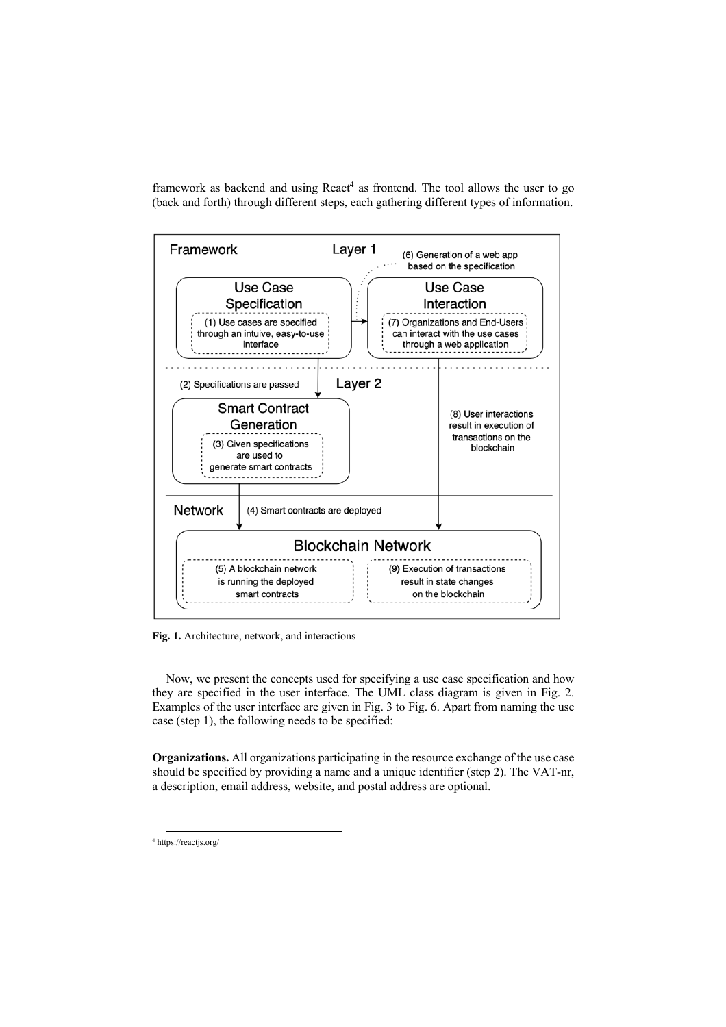framework as backend and using React[4] as frontend. The tool allows the user to go (back and forth) through different steps, each gathering different types of information.

**Fig. 1.** Architecture, network, and interactions

Now, we present the concepts used for specifying a use case specification and how they are specified in the user interface. The UML class diagram is given in Fig. 2. Examples of the user interface are given in Fig. 3 to Fig. 6. Apart from naming the use case (step 1), the following needs to be specified:

**Organizations.** All organizations participating in the resource exchange of the use case should be specified by providing a name and a unique identifier (step 2). The VAT-nr, a description, email address, website, and postal address are optional.

[4] https://reactjs.org/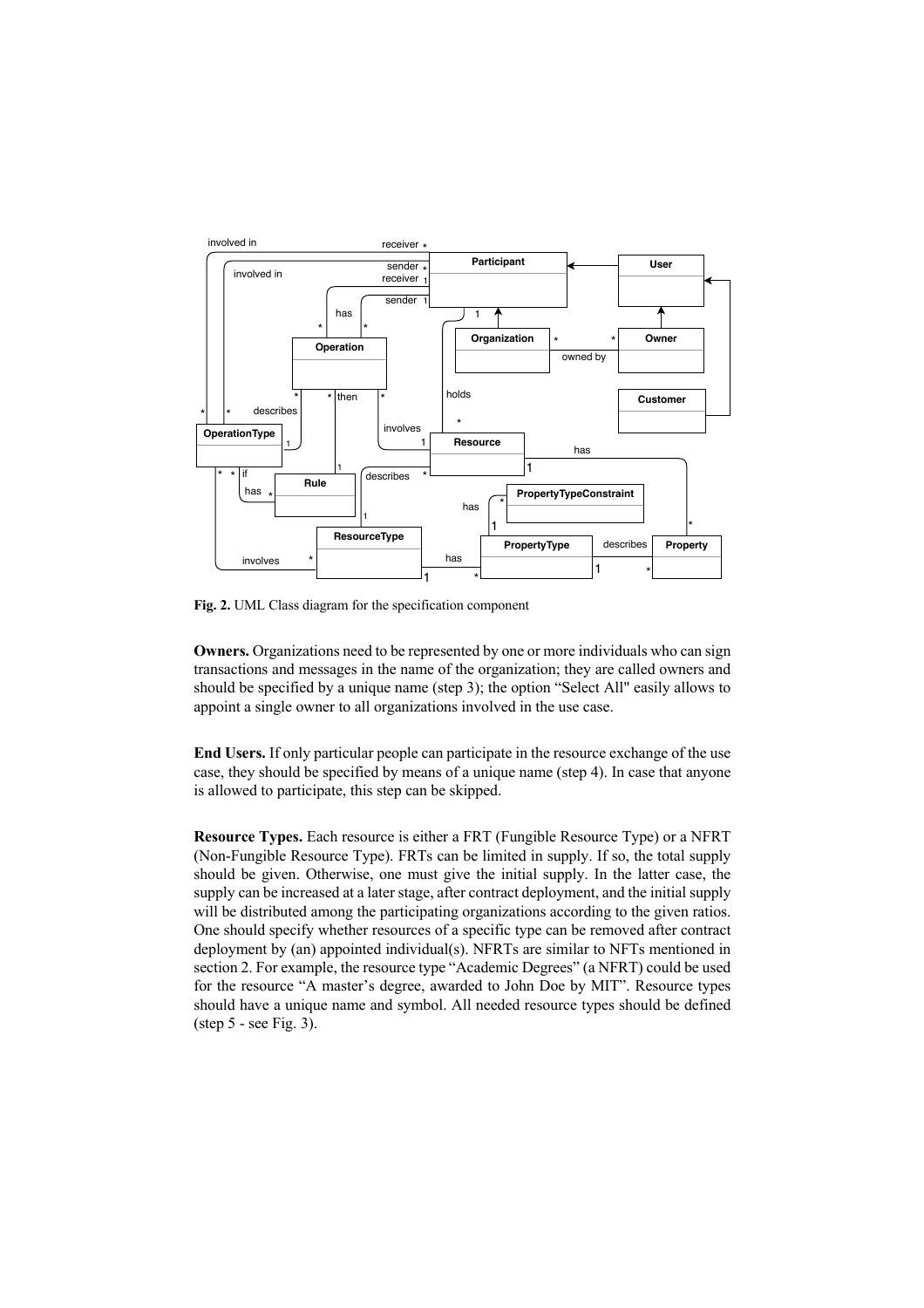Fig. 2. UML Class diagram for the specification component

**Owners.** Organizations need to be represented by one or more individuals who can sign transactions and messages in the name of the organization; they are called owners and should be specified by a unique name (step 3); the option "Select All" easily allows to appoint a single owner to all organizations involved in the use case.

**End Users.** If only particular people can participate in the resource exchange of the use case, they should be specified by means of a unique name (step 4). In case that anyone is allowed to participate, this step can be skipped.

**Resource Types.** Each resource is either a FRT (Fungible Resource Type) or a NFRT (Non-Fungible Resource Type). FRTs can be limited in supply. If so, the total supply should be given. Otherwise, one must give the initial supply. In the latter case, the supply can be increased at a later stage, after contract deployment, and the initial supply will be distributed among the participating organizations according to the given ratios. One should specify whether resources of a specific type can be removed after contract deployment by (an) appointed individual(s). NFRTs are similar to NFTs mentioned in section 2. For example, the resource type "Academic Degrees" (a NFRT) could be used for the resource "A master's degree, awarded to John Doe by MIT". Resource types should have a unique name and symbol. All needed resource types should be defined (step 5 - see Fig. 3).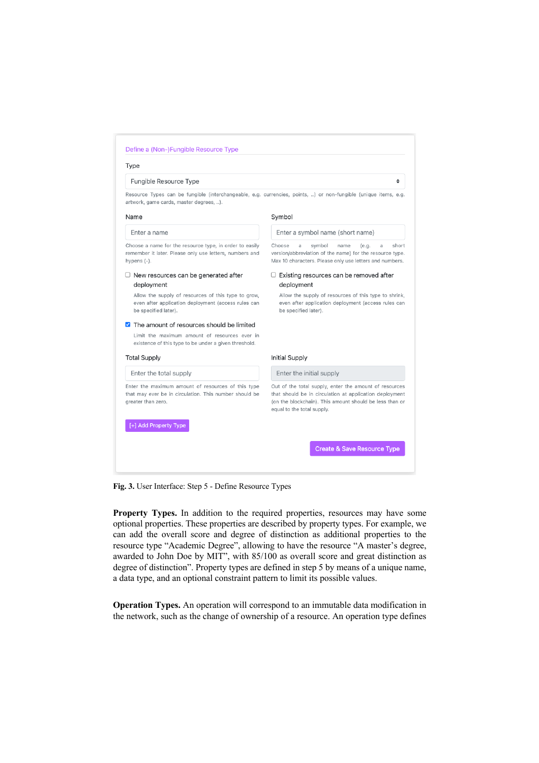Define a (Non-)Fungible Resource Type

Type

Fungible Resource Type

Resource Types can be fungible (interchangeable, e.g. currencies, points, ..) or non-fungible (unique items, e.g. artwork, game cards, master degrees, ..).

Name

Enter a name

Choose a name for the resource type, in order to easily remember it later. Please only use letters, numbers and hypens (-).

Symbol

Enter a symbol name (short name)

Choose a symbol name (e.g. a short version/abbreviation of the name) for the resource type. Max 10 characters. Please only use letters and numbers.

☐ New resources can be generated after deployment

Allow the supply of resources of this type to grow, even after application deployment (access rules can be specified later).

☐ Existing resources can be removed after deployment

Allow the supply of resources of this type to shrink, even after application deployment (access rules can be specified later).

☑ The amount of resources should be limited

Limit the maximum amount of resources ever in existence of this type to be under a given threshold.

Total Supply

Enter the total supply

Enter the maximum amount of resources of this type that may ever be in circulation. This number should be greater than zero.

Initial Supply

Enter the initial supply

Out of the total supply, enter the amount of resources that should be in circulation at application deployment (on the blockchain). This amount should be less than or equal to the total supply.

[+] Add Property Type

Create & Save Resource Type

**Fig. 3.** User Interface: Step 5 - Define Resource Types

**Property Types.** In addition to the required properties, resources may have some optional properties. These properties are described by property types. For example, we can add the overall score and degree of distinction as additional properties to the resource type "Academic Degree", allowing to have the resource "A master's degree, awarded to John Doe by MIT", with 85/100 as overall score and great distinction as degree of distinction". Property types are defined in step 5 by means of a unique name, a data type, and an optional constraint pattern to limit its possible values.

**Operation Types.** An operation will correspond to an immutable data modification in the network, such as the change of ownership of a resource. An operation type defines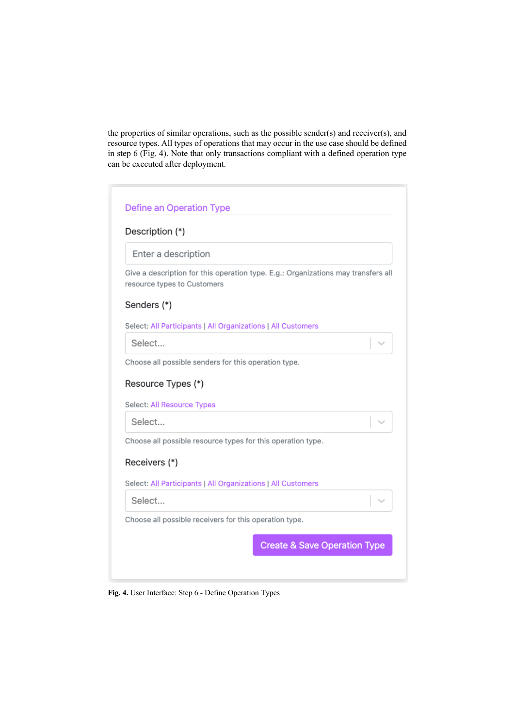the properties of similar operations, such as the possible sender(s) and receiver(s), and resource types. All types of operations that may occur in the use case should be defined in step 6 (Fig. 4). Note that only transactions compliant with a defined operation type can be executed after deployment.

**Fig. 4.** User Interface: Step 6 - Define Operation Types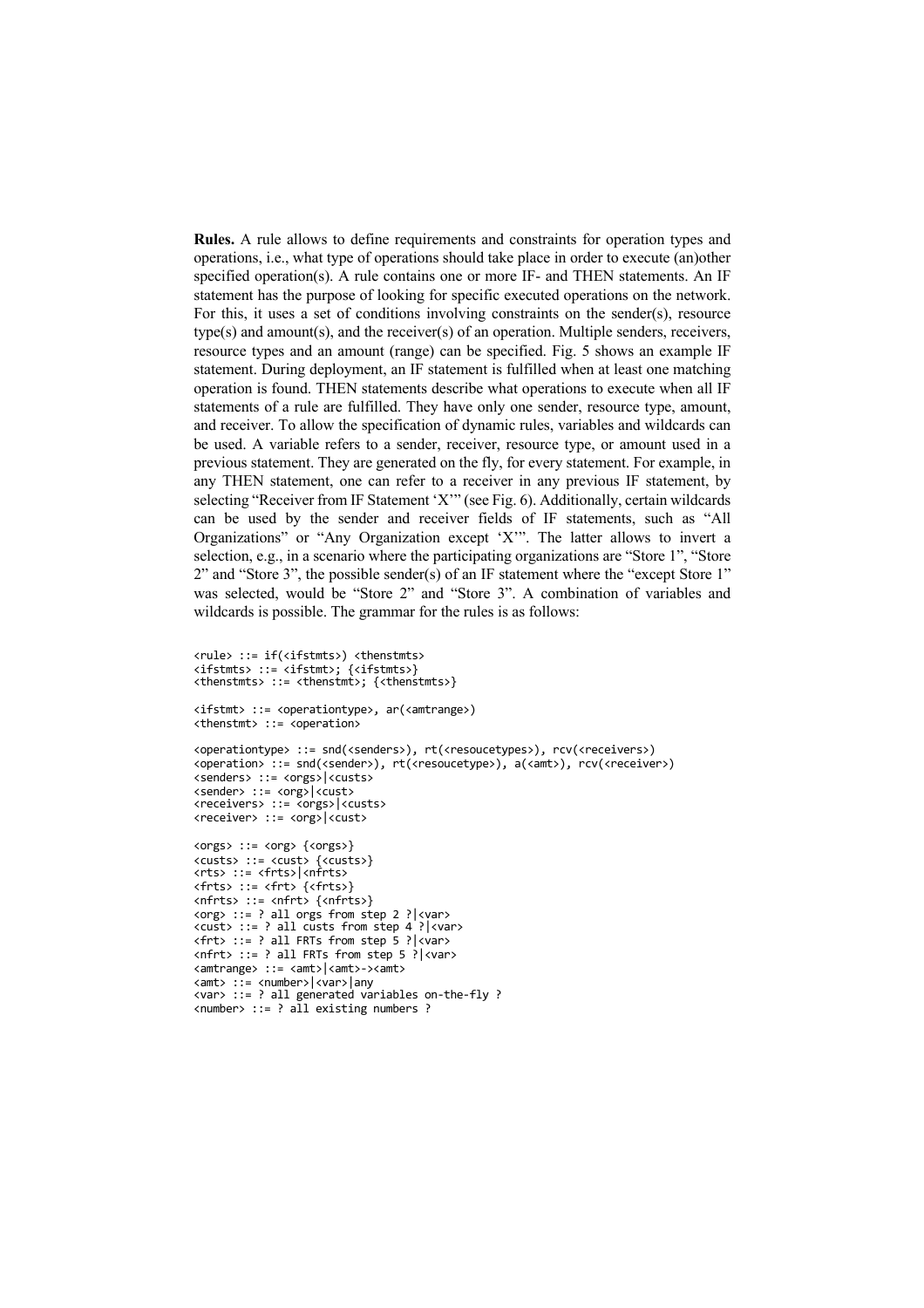**Rules.** A rule allows to define requirements and constraints for operation types and operations, i.e., what type of operations should take place in order to execute (an)other specified operation(s). A rule contains one or more IF- and THEN statements. An IF statement has the purpose of looking for specific executed operations on the network. For this, it uses a set of conditions involving constraints on the sender(s), resource type(s) and amount(s), and the receiver(s) of an operation. Multiple senders, receivers, resource types and an amount (range) can be specified. Fig. 5 shows an example IF statement. During deployment, an IF statement is fulfilled when at least one matching operation is found. THEN statements describe what operations to execute when all IF statements of a rule are fulfilled. They have only one sender, resource type, amount, and receiver. To allow the specification of dynamic rules, variables and wildcards can be used. A variable refers to a sender, receiver, resource type, or amount used in a previous statement. They are generated on the fly, for every statement. For example, in any THEN statement, one can refer to a receiver in any previous IF statement, by selecting "Receiver from IF Statement 'X'" (see Fig. 6). Additionally, certain wildcards can be used by the sender and receiver fields of IF statements, such as "All Organizations" or "Any Organization except 'X'". The latter allows to invert a selection, e.g., in a scenario where the participating organizations are "Store 1", "Store 2" and "Store 3", the possible sender(s) of an IF statement where the "except Store 1" was selected, would be "Store 2" and "Store 3". A combination of variables and wildcards is possible. The grammar for the rules is as follows:

```
<rule> ::= if(<ifstmts>) <thenstmts>
<ifstmts> ::= <ifstmt>; {<ifstmts>}
<thenstmts> ::= <thenstmt>; {<thenstmts>}

<ifstmt> ::= <operationtype>, ar(<amtrange>)
<thenstmt> ::= <operation>

<operationtype> ::= snd(<senders>), rt(<resoucetypes>), rcv(<receivers>)
<operation> ::= snd(<sender>), rt(<resoucetype>), a(<amt>), rcv(<receiver>)
<senders> ::= <orgs>|<custs>
<sender> ::= <org>|<cust>
<receivers> ::= <orgs>|<custs>
<receiver> ::= <org>|<cust>

<orgs> ::= <org> {<orgs>}
<custs> ::= <cust> {<custs>}
<rts> ::= <frts>|<nfrts>
<frts> ::= <frt> {<frts>}
<nfrts> ::= <nfrt> {<nfrts>}
<org> ::= ? all orgs from step 2 ?|<var>
<cust> ::= ? all custs from step 4 ?|<var>
<frt> ::= ? all FRTs from step 5 ?|<var>
<nfrt> ::= ? all FRTs from step 5 ?|<var>
<amtrange> ::= <amt>|<amt>-><amt>
<amt> ::= <number>|<var>|any
<var> ::= ? all generated variables on-the-fly ?
<number> ::= ? all existing numbers ?
```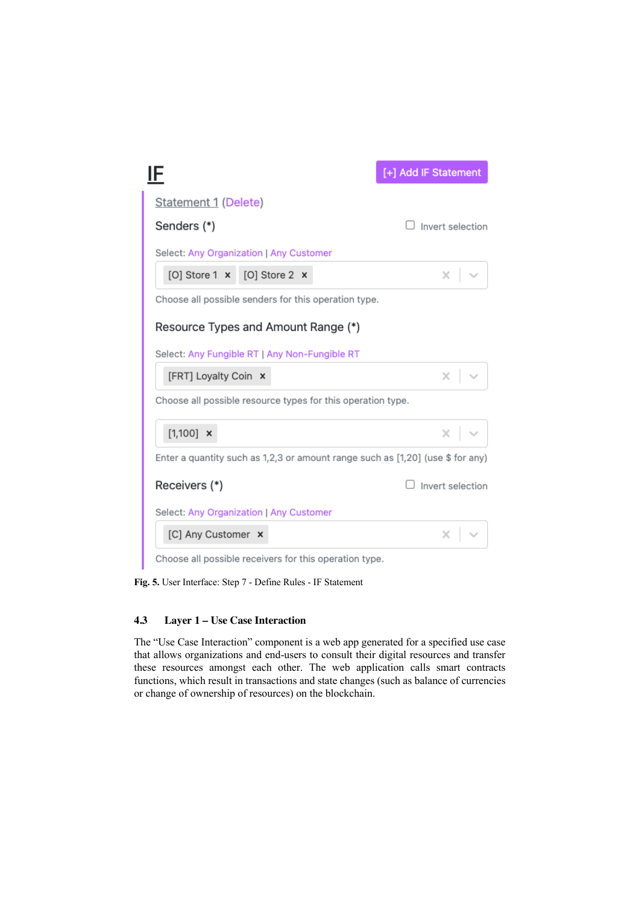IF

[+] Add IF Statement

Statement 1 (Delete)

Senders (*)

Invert selection

Select: Any Organization | Any Customer

[O] Store 1 × [O] Store 2 ×

Choose all possible senders for this operation type.

Resource Types and Amount Range (*)

Select: Any Fungible RT | Any Non-Fungible RT

[FRT] Loyalty Coin ×

Choose all possible resource types for this operation type.

[1,100] ×

Enter a quantity such as 1,2,3 or amount range such as [1,20] (use $ for any)

Receivers (*)

Invert selection

Select: Any Organization | Any Customer

[C] Any Customer ×

Choose all possible receivers for this operation type.

**Fig. 5.** User Interface: Step 7 - Define Rules - IF Statement

### 4.3 Layer 1 – Use Case Interaction

The "Use Case Interaction" component is a web app generated for a specified use case that allows organizations and end-users to consult their digital resources and transfer these resources amongst each other. The web application calls smart contracts functions, which result in transactions and state changes (such as balance of currencies or change of ownership of resources) on the blockchain.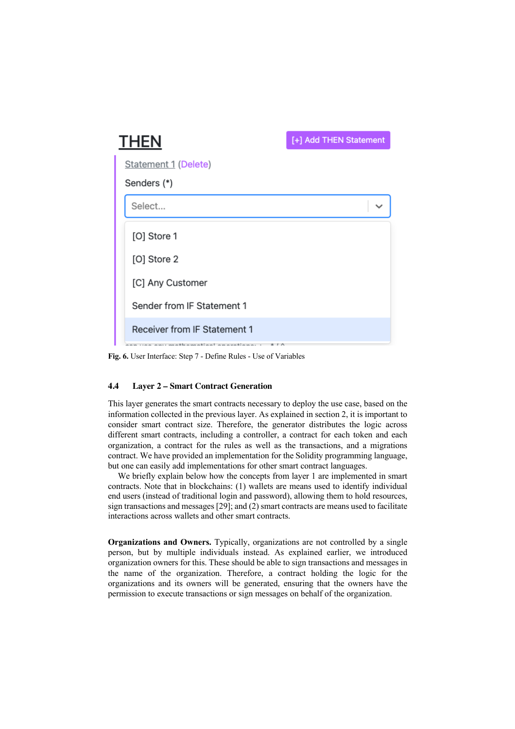THEN

[+] Add THEN Statement

Statement 1 (Delete)

Senders (*)

Select...

[O] Store 1

[O] Store 2

[C] Any Customer

Sender from IF Statement 1

Receiver from IF Statement 1

**Fig. 6.** User Interface: Step 7 - Define Rules - Use of Variables

### 4.4 Layer 2 – Smart Contract Generation

This layer generates the smart contracts necessary to deploy the use case, based on the information collected in the previous layer. As explained in section 2, it is important to consider smart contract size. Therefore, the generator distributes the logic across different smart contracts, including a controller, a contract for each token and each organization, a contract for the rules as well as the transactions, and a migrations contract. We have provided an implementation for the Solidity programming language, but one can easily add implementations for other smart contract languages.

We briefly explain below how the concepts from layer 1 are implemented in smart contracts. Note that in blockchains: (1) wallets are means used to identify individual end users (instead of traditional login and password), allowing them to hold resources, sign transactions and messages [29]; and (2) smart contracts are means used to facilitate interactions across wallets and other smart contracts.

**Organizations and Owners.** Typically, organizations are not controlled by a single person, but by multiple individuals instead. As explained earlier, we introduced organization owners for this. These should be able to sign transactions and messages in the name of the organization. Therefore, a contract holding the logic for the organizations and its owners will be generated, ensuring that the owners have the permission to execute transactions or sign messages on behalf of the organization.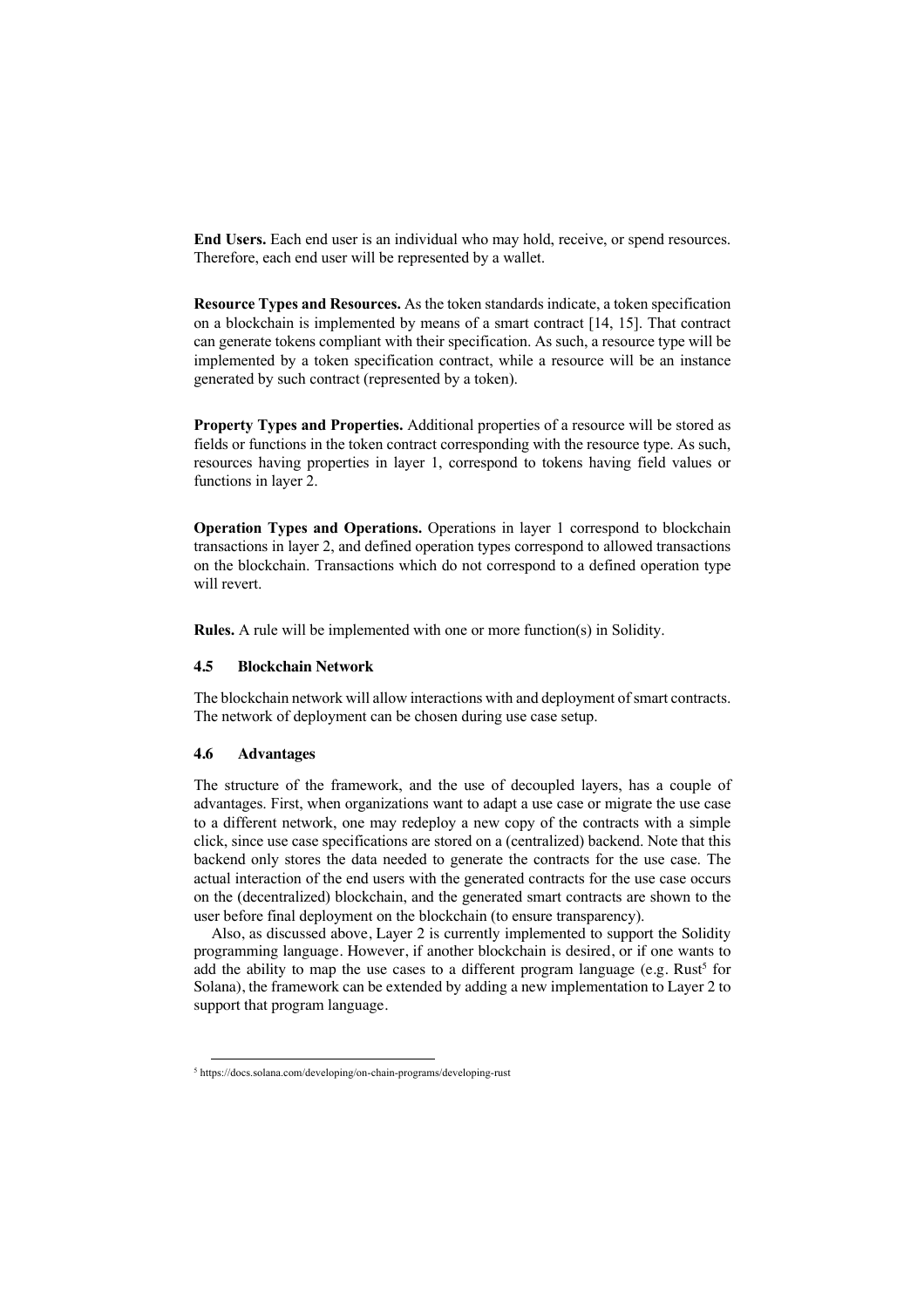**End Users.** Each end user is an individual who may hold, receive, or spend resources. Therefore, each end user will be represented by a wallet.

**Resource Types and Resources.** As the token standards indicate, a token specification on a blockchain is implemented by means of a smart contract [14, 15]. That contract can generate tokens compliant with their specification. As such, a resource type will be implemented by a token specification contract, while a resource will be an instance generated by such contract (represented by a token).

**Property Types and Properties.** Additional properties of a resource will be stored as fields or functions in the token contract corresponding with the resource type. As such, resources having properties in layer 1, correspond to tokens having field values or functions in layer 2.

**Operation Types and Operations.** Operations in layer 1 correspond to blockchain transactions in layer 2, and defined operation types correspond to allowed transactions on the blockchain. Transactions which do not correspond to a defined operation type will revert.

**Rules.** A rule will be implemented with one or more function(s) in Solidity.

### 4.5 Blockchain Network

The blockchain network will allow interactions with and deployment of smart contracts. The network of deployment can be chosen during use case setup.

### 4.6 Advantages

The structure of the framework, and the use of decoupled layers, has a couple of advantages. First, when organizations want to adapt a use case or migrate the use case to a different network, one may redeploy a new copy of the contracts with a simple click, since use case specifications are stored on a (centralized) backend. Note that this backend only stores the data needed to generate the contracts for the use case. The actual interaction of the end users with the generated contracts for the use case occurs on the (decentralized) blockchain, and the generated smart contracts are shown to the user before final deployment on the blockchain (to ensure transparency).

Also, as discussed above, Layer 2 is currently implemented to support the Solidity programming language. However, if another blockchain is desired, or if one wants to add the ability to map the use cases to a different program language (e.g. Rust[5] for Solana), the framework can be extended by adding a new implementation to Layer 2 to support that program language.

[5] https://docs.solana.com/developing/on-chain-programs/developing-rust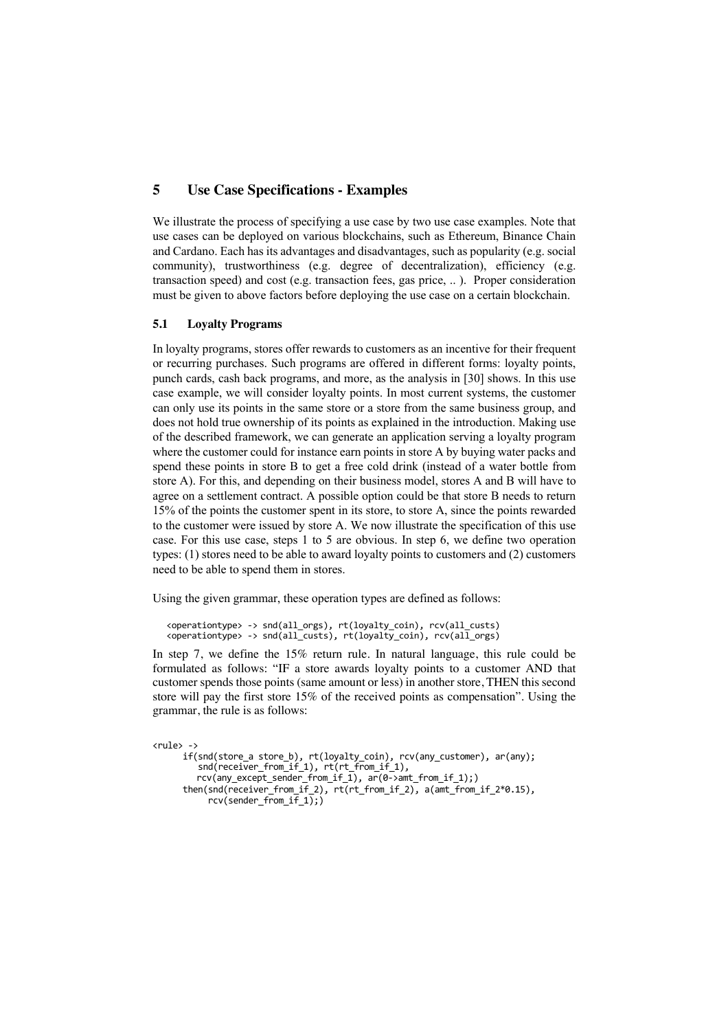## 5 Use Case Specifications - Examples

We illustrate the process of specifying a use case by two use case examples. Note that use cases can be deployed on various blockchains, such as Ethereum, Binance Chain and Cardano. Each has its advantages and disadvantages, such as popularity (e.g. social community), trustworthiness (e.g. degree of decentralization), efficiency (e.g. transaction speed) and cost (e.g. transaction fees, gas price, .. ). Proper consideration must be given to above factors before deploying the use case on a certain blockchain.

### 5.1 Loyalty Programs

In loyalty programs, stores offer rewards to customers as an incentive for their frequent or recurring purchases. Such programs are offered in different forms: loyalty points, punch cards, cash back programs, and more, as the analysis in [30] shows. In this use case example, we will consider loyalty points. In most current systems, the customer can only use its points in the same store or a store from the same business group, and does not hold true ownership of its points as explained in the introduction. Making use of the described framework, we can generate an application serving a loyalty program where the customer could for instance earn points in store A by buying water packs and spend these points in store B to get a free cold drink (instead of a water bottle from store A). For this, and depending on their business model, stores A and B will have to agree on a settlement contract. A possible option could be that store B needs to return 15% of the points the customer spent in its store, to store A, since the points rewarded to the customer were issued by store A. We now illustrate the specification of this use case. For this use case, steps 1 to 5 are obvious. In step 6, we define two operation types: (1) stores need to be able to award loyalty points to customers and (2) customers need to be able to spend them in stores.

Using the given grammar, these operation types are defined as follows:

```
<operationtype> -> snd(all_orgs), rt(loyalty_coin), rcv(all_custs)
<operationtype> -> snd(all_custs), rt(loyalty_coin), rcv(all_orgs)
```

In step 7, we define the 15% return rule. In natural language, this rule could be formulated as follows: "IF a store awards loyalty points to a customer AND that customer spends those points (same amount or less) in another store, THEN this second store will pay the first store 15% of the received points as compensation". Using the grammar, the rule is as follows:

```
<rule> ->
      if(snd(store_a store_b), rt(loyalty_coin), rcv(any_customer), ar(any);
         snd(receiver_from_if_1), rt(rt_from_if_1),
         rcv(any_except_sender_from_if_1), ar(0->amt_from_if_1);)
      then(snd(receiver_from_if_2), rt(rt_from_if_2), a(amt_from_if_2*0.15),
           rcv(sender_from_if_1);)
```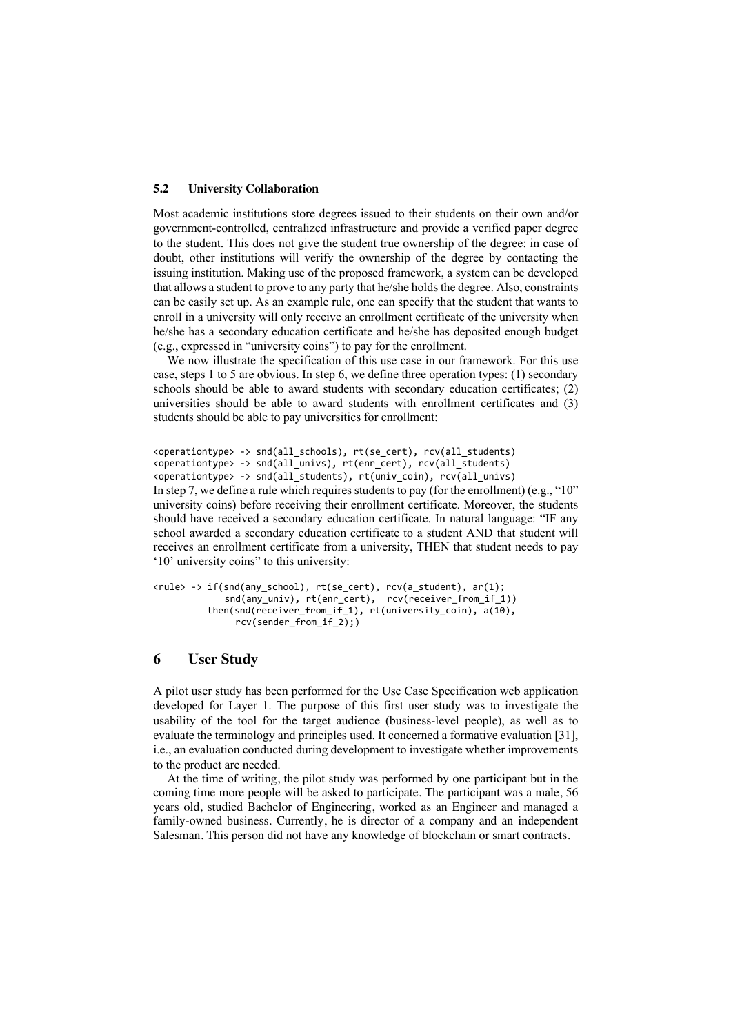### 5.2 University Collaboration

Most academic institutions store degrees issued to their students on their own and/or government-controlled, centralized infrastructure and provide a verified paper degree to the student. This does not give the student true ownership of the degree: in case of doubt, other institutions will verify the ownership of the degree by contacting the issuing institution. Making use of the proposed framework, a system can be developed that allows a student to prove to any party that he/she holds the degree. Also, constraints can be easily set up. As an example rule, one can specify that the student that wants to enroll in a university will only receive an enrollment certificate of the university when he/she has a secondary education certificate and he/she has deposited enough budget (e.g., expressed in "university coins") to pay for the enrollment.

We now illustrate the specification of this use case in our framework. For this use case, steps 1 to 5 are obvious. In step 6, we define three operation types: (1) secondary schools should be able to award students with secondary education certificates; (2) universities should be able to award students with enrollment certificates and (3) students should be able to pay universities for enrollment:

```
<operationtype> -> snd(all_schools), rt(se_cert), rcv(all_students)
<operationtype> -> snd(all_univs), rt(enr_cert), rcv(all_students)
<operationtype> -> snd(all_students), rt(univ_coin), rcv(all_univs)
```

In step 7, we define a rule which requires students to pay (for the enrollment) (e.g., "10" university coins) before receiving their enrollment certificate. Moreover, the students should have received a secondary education certificate. In natural language: "IF any school awarded a secondary education certificate to a student AND that student will receives an enrollment certificate from a university, THEN that student needs to pay '10' university coins" to this university:

```
<rule> -> if(snd(any_school), rt(se_cert), rcv(a_student), ar(1);
            snd(any_univ), rt(enr_cert),  rcv(receiver_from_if_1))
          then(snd(receiver_from_if_1), rt(university_coin), a(10),
               rcv(sender_from_if_2);)
```

## 6 User Study

A pilot user study has been performed for the Use Case Specification web application developed for Layer 1. The purpose of this first user study was to investigate the usability of the tool for the target audience (business-level people), as well as to evaluate the terminology and principles used. It concerned a formative evaluation [31], i.e., an evaluation conducted during development to investigate whether improvements to the product are needed.

At the time of writing, the pilot study was performed by one participant but in the coming time more people will be asked to participate. The participant was a male, 56 years old, studied Bachelor of Engineering, worked as an Engineer and managed a family-owned business. Currently, he is director of a company and an independent Salesman. This person did not have any knowledge of blockchain or smart contracts.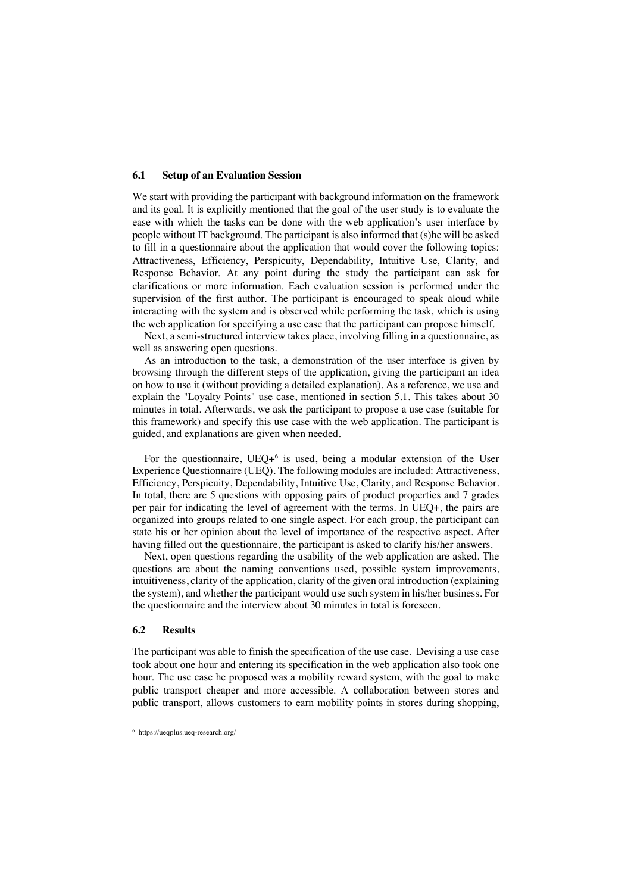### 6.1 Setup of an Evaluation Session

We start with providing the participant with background information on the framework and its goal. It is explicitly mentioned that the goal of the user study is to evaluate the ease with which the tasks can be done with the web application's user interface by people without IT background. The participant is also informed that (s)he will be asked to fill in a questionnaire about the application that would cover the following topics: Attractiveness, Efficiency, Perspicuity, Dependability, Intuitive Use, Clarity, and Response Behavior. At any point during the study the participant can ask for clarifications or more information. Each evaluation session is performed under the supervision of the first author. The participant is encouraged to speak aloud while interacting with the system and is observed while performing the task, which is using the web application for specifying a use case that the participant can propose himself.

Next, a semi-structured interview takes place, involving filling in a questionnaire, as well as answering open questions.

As an introduction to the task, a demonstration of the user interface is given by browsing through the different steps of the application, giving the participant an idea on how to use it (without providing a detailed explanation). As a reference, we use and explain the "Loyalty Points" use case, mentioned in section 5.1. This takes about 30 minutes in total. Afterwards, we ask the participant to propose a use case (suitable for this framework) and specify this use case with the web application. The participant is guided, and explanations are given when needed.

For the questionnaire, UEQ+[6] is used, being a modular extension of the User Experience Questionnaire (UEQ). The following modules are included: Attractiveness, Efficiency, Perspicuity, Dependability, Intuitive Use, Clarity, and Response Behavior. In total, there are 5 questions with opposing pairs of product properties and 7 grades per pair for indicating the level of agreement with the terms. In UEQ+, the pairs are organized into groups related to one single aspect. For each group, the participant can state his or her opinion about the level of importance of the respective aspect. After having filled out the questionnaire, the participant is asked to clarify his/her answers.

Next, open questions regarding the usability of the web application are asked. The questions are about the naming conventions used, possible system improvements, intuitiveness, clarity of the application, clarity of the given oral introduction (explaining the system), and whether the participant would use such system in his/her business. For the questionnaire and the interview about 30 minutes in total is foreseen.

### 6.2 Results

The participant was able to finish the specification of the use case. Devising a use case took about one hour and entering its specification in the web application also took one hour. The use case he proposed was a mobility reward system, with the goal to make public transport cheaper and more accessible. A collaboration between stores and public transport, allows customers to earn mobility points in stores during shopping,

[6] https://ueqplus.ueq-research.org/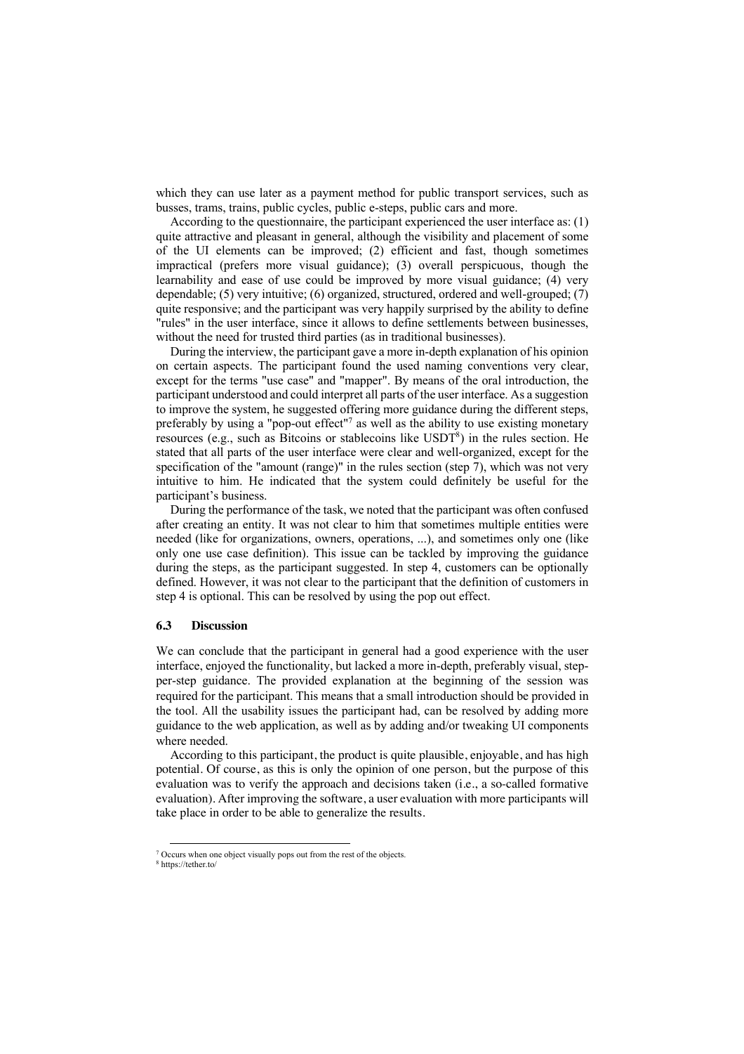which they can use later as a payment method for public transport services, such as busses, trams, trains, public cycles, public e-steps, public cars and more.

According to the questionnaire, the participant experienced the user interface as: (1) quite attractive and pleasant in general, although the visibility and placement of some of the UI elements can be improved; (2) efficient and fast, though sometimes impractical (prefers more visual guidance); (3) overall perspicuous, though the learnability and ease of use could be improved by more visual guidance; (4) very dependable; (5) very intuitive; (6) organized, structured, ordered and well-grouped; (7) quite responsive; and the participant was very happily surprised by the ability to define "rules" in the user interface, since it allows to define settlements between businesses, without the need for trusted third parties (as in traditional businesses).

During the interview, the participant gave a more in-depth explanation of his opinion on certain aspects. The participant found the used naming conventions very clear, except for the terms "use case" and "mapper". By means of the oral introduction, the participant understood and could interpret all parts of the user interface. As a suggestion to improve the system, he suggested offering more guidance during the different steps, preferably by using a "pop-out effect"[7] as well as the ability to use existing monetary resources (e.g., such as Bitcoins or stablecoins like USDT[8]) in the rules section. He stated that all parts of the user interface were clear and well-organized, except for the specification of the "amount (range)" in the rules section (step 7), which was not very intuitive to him. He indicated that the system could definitely be useful for the participant's business.

During the performance of the task, we noted that the participant was often confused after creating an entity. It was not clear to him that sometimes multiple entities were needed (like for organizations, owners, operations, ...), and sometimes only one (like only one use case definition). This issue can be tackled by improving the guidance during the steps, as the participant suggested. In step 4, customers can be optionally defined. However, it was not clear to the participant that the definition of customers in step 4 is optional. This can be resolved by using the pop out effect.

### 6.3 Discussion

We can conclude that the participant in general had a good experience with the user interface, enjoyed the functionality, but lacked a more in-depth, preferably visual, step-per-step guidance. The provided explanation at the beginning of the session was required for the participant. This means that a small introduction should be provided in the tool. All the usability issues the participant had, can be resolved by adding more guidance to the web application, as well as by adding and/or tweaking UI components where needed.

According to this participant, the product is quite plausible, enjoyable, and has high potential. Of course, as this is only the opinion of one person, but the purpose of this evaluation was to verify the approach and decisions taken (i.e., a so-called formative evaluation). After improving the software, a user evaluation with more participants will take place in order to be able to generalize the results.

[7] Occurs when one object visually pops out from the rest of the objects.

[8] https://tether.to/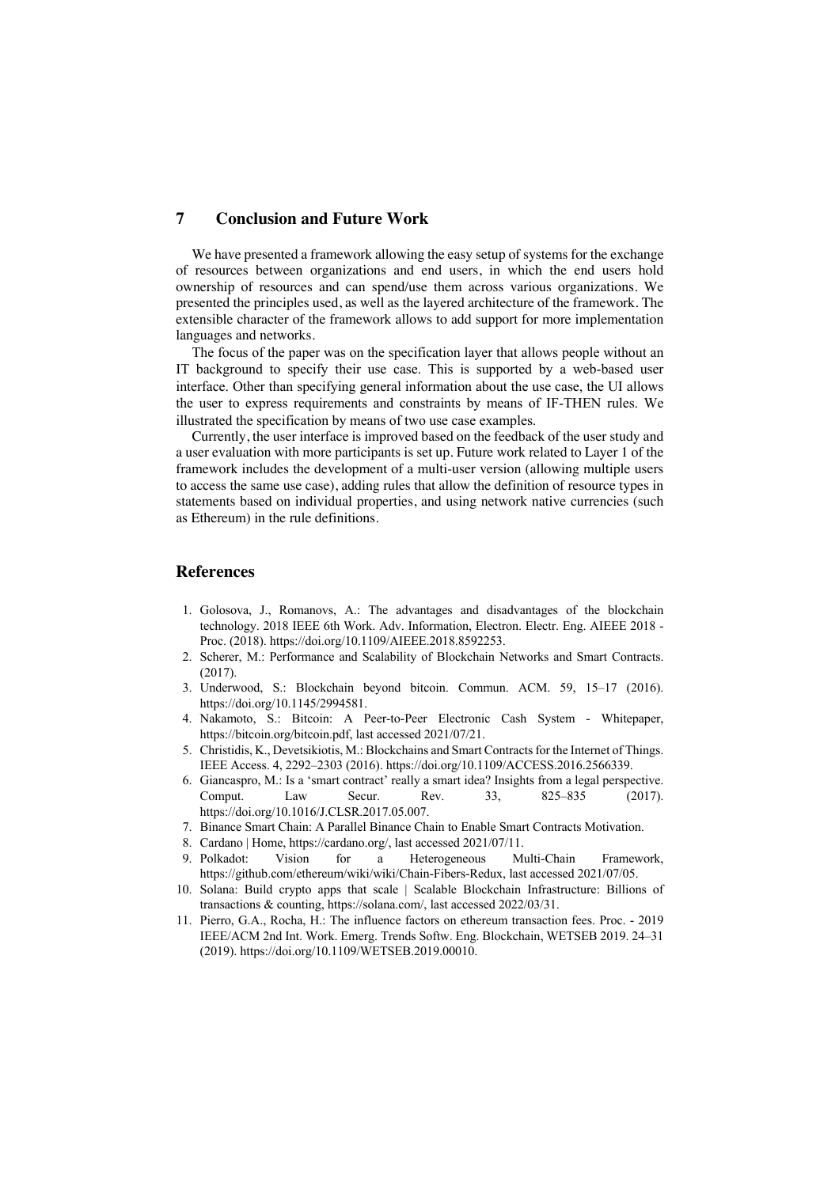## 7 Conclusion and Future Work

We have presented a framework allowing the easy setup of systems for the exchange of resources between organizations and end users, in which the end users hold ownership of resources and can spend/use them across various organizations. We presented the principles used, as well as the layered architecture of the framework. The extensible character of the framework allows to add support for more implementation languages and networks.

The focus of the paper was on the specification layer that allows people without an IT background to specify their use case. This is supported by a web-based user interface. Other than specifying general information about the use case, the UI allows the user to express requirements and constraints by means of IF-THEN rules. We illustrated the specification by means of two use case examples.

Currently, the user interface is improved based on the feedback of the user study and a user evaluation with more participants is set up. Future work related to Layer 1 of the framework includes the development of a multi-user version (allowing multiple users to access the same use case), adding rules that allow the definition of resource types in statements based on individual properties, and using network native currencies (such as Ethereum) in the rule definitions.

## References

1. Golosova, J., Romanovs, A.: The advantages and disadvantages of the blockchain technology. 2018 IEEE 6th Work. Adv. Information, Electron. Electr. Eng. AIEEE 2018 - Proc. (2018). https://doi.org/10.1109/AIEEE.2018.8592253.
2. Scherer, M.: Performance and Scalability of Blockchain Networks and Smart Contracts. (2017).
3. Underwood, S.: Blockchain beyond bitcoin. Commun. ACM. 59, 15–17 (2016). https://doi.org/10.1145/2994581.
4. Nakamoto, S.: Bitcoin: A Peer-to-Peer Electronic Cash System - Whitepaper, https://bitcoin.org/bitcoin.pdf, last accessed 2021/07/21.
5. Christidis, K., Devetsikiotis, M.: Blockchains and Smart Contracts for the Internet of Things. IEEE Access. 4, 2292–2303 (2016). https://doi.org/10.1109/ACCESS.2016.2566339.
6. Giancaspro, M.: Is a 'smart contract' really a smart idea? Insights from a legal perspective. Comput. Law Secur. Rev. 33, 825–835 (2017). https://doi.org/10.1016/J.CLSR.2017.05.007.
7. Binance Smart Chain: A Parallel Binance Chain to Enable Smart Contracts Motivation.
8. Cardano | Home, https://cardano.org/, last accessed 2021/07/11.
9. Polkadot: Vision for a Heterogeneous Multi-Chain Framework, https://github.com/ethereum/wiki/wiki/Chain-Fibers-Redux, last accessed 2021/07/05.
10. Solana: Build crypto apps that scale | Scalable Blockchain Infrastructure: Billions of transactions & counting, https://solana.com/, last accessed 2022/03/31.
11. Pierro, G.A., Rocha, H.: The influence factors on ethereum transaction fees. Proc. - 2019 IEEE/ACM 2nd Int. Work. Emerg. Trends Softw. Eng. Blockchain, WETSEB 2019. 24–31 (2019). https://doi.org/10.1109/WETSEB.2019.00010.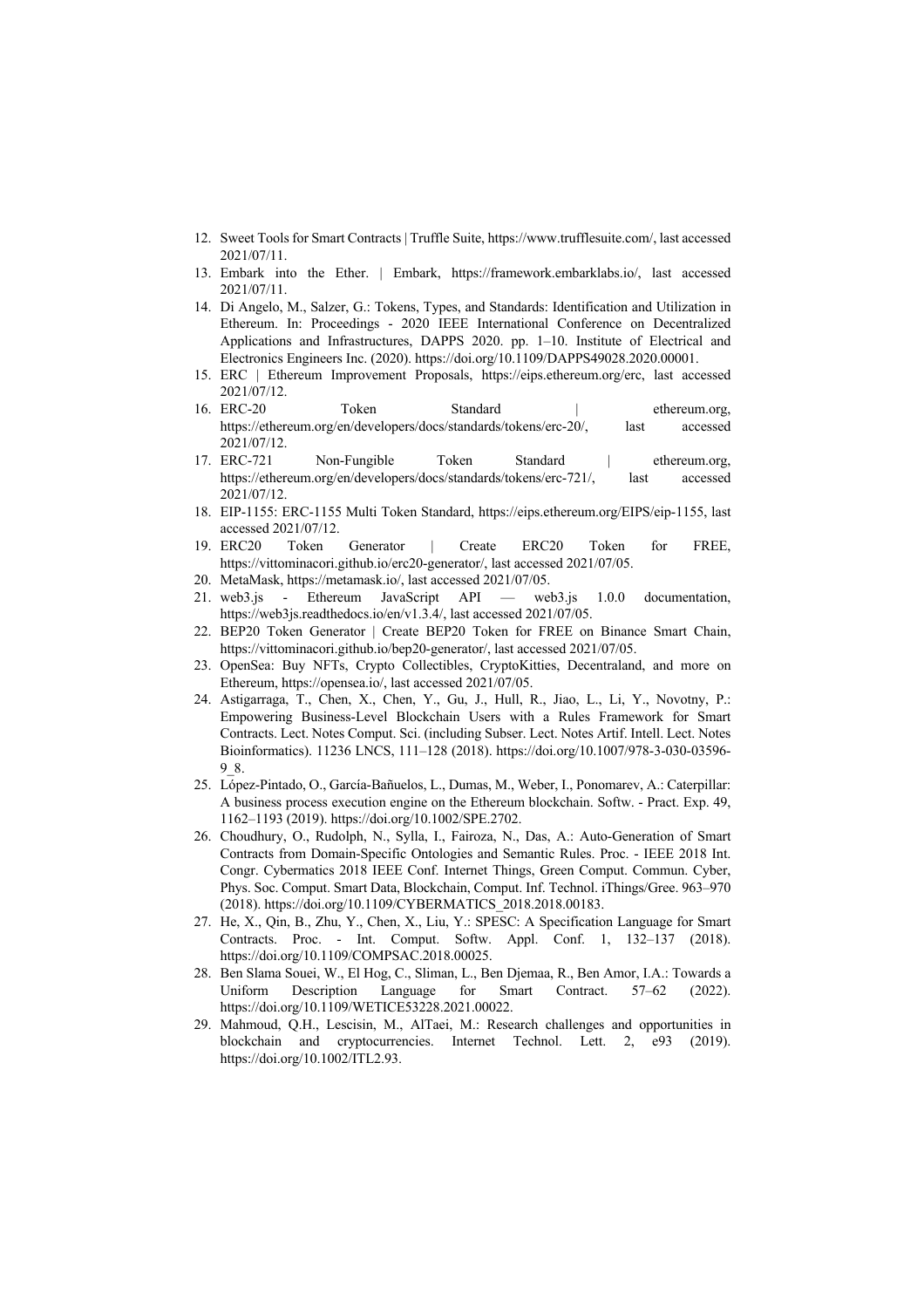12. Sweet Tools for Smart Contracts | Truffle Suite, https://www.trufflesuite.com/, last accessed 2021/07/11.
13. Embark into the Ether. | Embark, https://framework.embarklabs.io/, last accessed 2021/07/11.
14. Di Angelo, M., Salzer, G.: Tokens, Types, and Standards: Identification and Utilization in Ethereum. In: Proceedings - 2020 IEEE International Conference on Decentralized Applications and Infrastructures, DAPPS 2020. pp. 1–10. Institute of Electrical and Electronics Engineers Inc. (2020). https://doi.org/10.1109/DAPPS49028.2020.00001.
15. ERC | Ethereum Improvement Proposals, https://eips.ethereum.org/erc, last accessed 2021/07/12.
16. ERC-20 Token Standard | ethereum.org, https://ethereum.org/en/developers/docs/standards/tokens/erc-20/, last accessed 2021/07/12.
17. ERC-721 Non-Fungible Token Standard | ethereum.org, https://ethereum.org/en/developers/docs/standards/tokens/erc-721/, last accessed 2021/07/12.
18. EIP-1155: ERC-1155 Multi Token Standard, https://eips.ethereum.org/EIPS/eip-1155, last accessed 2021/07/12.
19. ERC20 Token Generator | Create ERC20 Token for FREE, https://vittominacori.github.io/erc20-generator/, last accessed 2021/07/05.
20. MetaMask, https://metamask.io/, last accessed 2021/07/05.
21. web3.js - Ethereum JavaScript API — web3.js 1.0.0 documentation, https://web3js.readthedocs.io/en/v1.3.4/, last accessed 2021/07/05.
22. BEP20 Token Generator | Create BEP20 Token for FREE on Binance Smart Chain, https://vittominacori.github.io/bep20-generator/, last accessed 2021/07/05.
23. OpenSea: Buy NFTs, Crypto Collectibles, CryptoKitties, Decentraland, and more on Ethereum, https://opensea.io/, last accessed 2021/07/05.
24. Astigarraga, T., Chen, X., Chen, Y., Gu, J., Hull, R., Jiao, L., Li, Y., Novotny, P.: Empowering Business-Level Blockchain Users with a Rules Framework for Smart Contracts. Lect. Notes Comput. Sci. (including Subser. Lect. Notes Artif. Intell. Lect. Notes Bioinformatics). 11236 LNCS, 111–128 (2018). https://doi.org/10.1007/978-3-030-03596-9_8.
25. López-Pintado, O., García-Bañuelos, L., Dumas, M., Weber, I., Ponomarev, A.: Caterpillar: A business process execution engine on the Ethereum blockchain. Softw. - Pract. Exp. 49, 1162–1193 (2019). https://doi.org/10.1002/SPE.2702.
26. Choudhury, O., Rudolph, N., Sylla, I., Fairoza, N., Das, A.: Auto-Generation of Smart Contracts from Domain-Specific Ontologies and Semantic Rules. Proc. - IEEE 2018 Int. Congr. Cybermatics 2018 IEEE Conf. Internet Things, Green Comput. Commun. Cyber, Phys. Soc. Comput. Smart Data, Blockchain, Comput. Inf. Technol. iThings/Gree. 963–970 (2018). https://doi.org/10.1109/CYBERMATICS_2018.2018.00183.
27. He, X., Qin, B., Zhu, Y., Chen, X., Liu, Y.: SPESC: A Specification Language for Smart Contracts. Proc. - Int. Comput. Softw. Appl. Conf. 1, 132–137 (2018). https://doi.org/10.1109/COMPSAC.2018.00025.
28. Ben Slama Souei, W., El Hog, C., Sliman, L., Ben Djemaa, R., Ben Amor, I.A.: Towards a Uniform Description Language for Smart Contract. 57–62 (2022). https://doi.org/10.1109/WETICE53228.2021.00022.
29. Mahmoud, Q.H., Lescisin, M., AlTaei, M.: Research challenges and opportunities in blockchain and cryptocurrencies. Internet Technol. Lett. 2, e93 (2019). https://doi.org/10.1002/ITL2.93.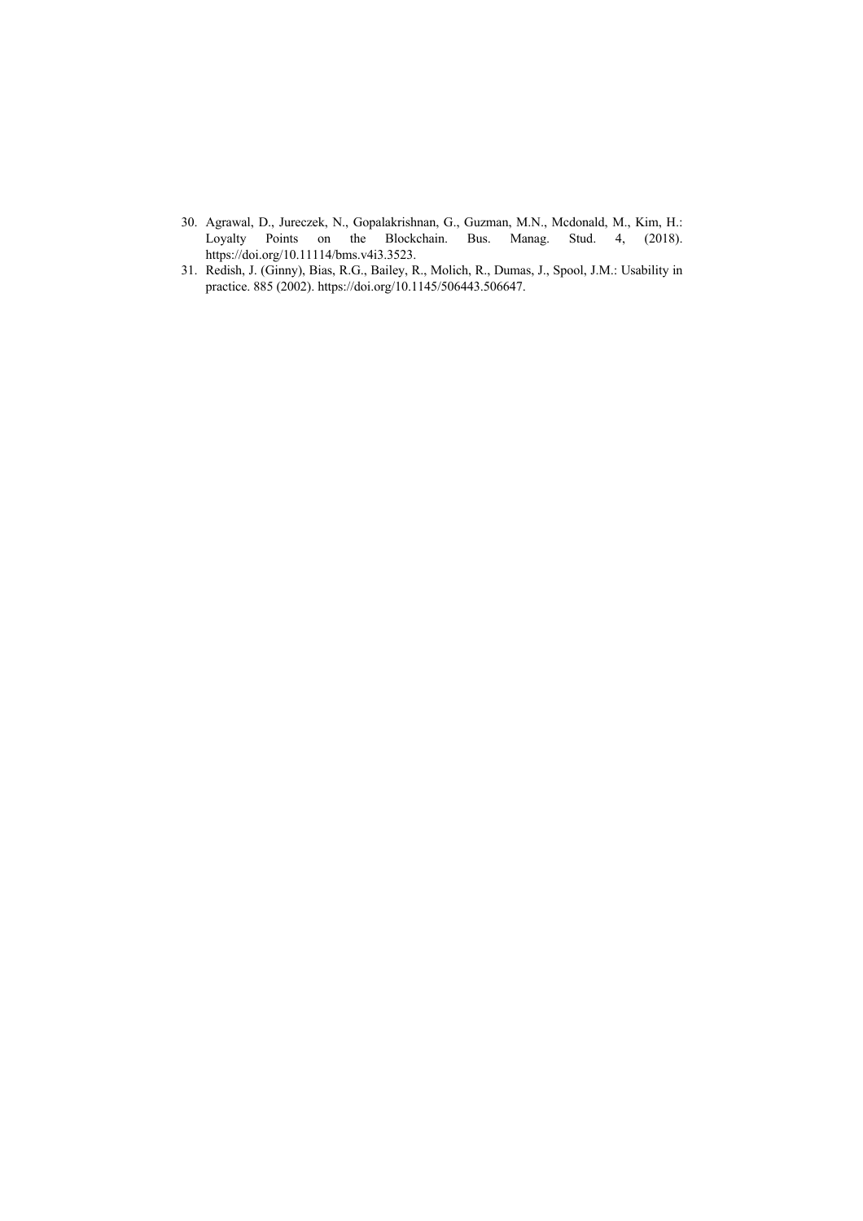30. Agrawal, D., Jureczek, N., Gopalakrishnan, G., Guzman, M.N., Mcdonald, M., Kim, H.: Loyalty Points on the Blockchain. Bus. Manag. Stud. 4, (2018). https://doi.org/10.11114/bms.v4i3.3523.
31. Redish, J. (Ginny), Bias, R.G., Bailey, R., Molich, R., Dumas, J., Spool, J.M.: Usability in practice. 885 (2002). https://doi.org/10.1145/506443.506647.